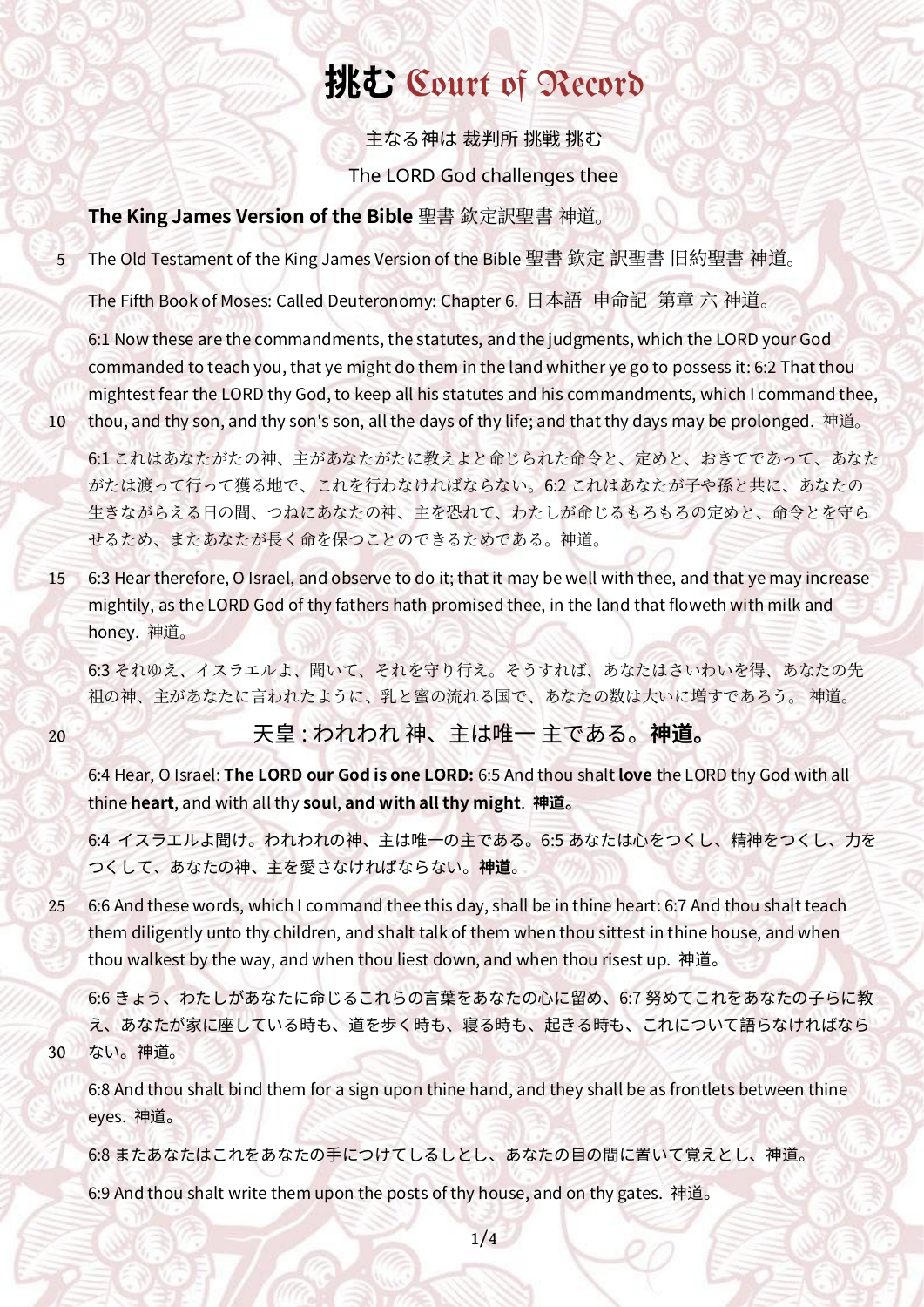# 挑む Court of Record

主なる神は 裁判所 挑戦 挑む

The LORD God challenges thee

**The King James Version of the Bible** 聖書 欽定訳聖書 神道。

The Old Testament of the King James Version of the Bible 聖書 欽定 訳聖書 旧約聖書 神道。

The Fifth Book of Moses: Called Deuteronomy: Chapter 6. 日本語 申命記 第章 六 神道。

6:1 Now these are the commandments, the statutes, and the judgments, which the LORD your God commanded to teach you, that ye might do them in the land whither ye go to possess it: 6:2 That thou mightest fear the LORD thy God, to keep all his statutes and his commandments, which I command thee, thou, and thy son, and thy son's son, all the days of thy life; and that thy days may be prolonged. 神道。

6:1 これはあなたがたの神、主があなたがたに教えよと命じられた命令と、定めと、おきてであって、あなたがたは渡って行って獲る地で、これを行わなければならない。6:2 これはあなたが子や孫と共に、あなたの生きながらえる日の間、つねにあなたの神、主を恐れて、わたしが命じるもろもろの定めと、命令とを守らせるため、またあなたが長く命を保つことのできるためである。神道。

6:3 Hear therefore, O Israel, and observe to do it; that it may be well with thee, and that ye may increase mightily, as the LORD God of thy fathers hath promised thee, in the land that floweth with milk and honey. 神道。

6:3 それゆえ、イスラエルよ、聞いて、それを守り行え。そうすれば、あなたはさいわいを得、あなたの先祖の神、主があなたに言われたように、乳と蜜の流れる国で、あなたの数は大いに増すであろう。 神道。

## 天皇 : われわれ 神、主は唯一 主である。**神道。**

6:4 Hear, O Israel: **The LORD our God is one LORD:** 6:5 And thou shalt **love** the LORD thy God with all thine **heart**, and with all thy **soul**, **and with all thy might**. **神道。**

6:4 イスラエルよ聞け。われわれの神、主は唯一の主である。6:5 あなたは心をつくし、精神をつくし、力をつくして、あなたの神、主を愛さなければならない。**神道。**

6:6 And these words, which I command thee this day, shall be in thine heart: 6:7 And thou shalt teach them diligently unto thy children, and shalt talk of them when thou sittest in thine house, and when thou walkest by the way, and when thou liest down, and when thou risest up. 神道。

6:6 きょう、わたしがあなたに命じるこれらの言葉をあなたの心に留め、6:7 努めてこれをあなたの子らに教え、あなたが家に座している時も、道を歩く時も、寝る時も、起きる時も、これについて語らなければならない。神道。

6:8 And thou shalt bind them for a sign upon thine hand, and they shall be as frontlets between thine eyes. 神道。

6:8 またあなたはこれをあなたの手につけてしるしとし、あなたの目の間に置いて覚えとし、神道。

6:9 And thou shalt write them upon the posts of thy house, and on thy gates. 神道。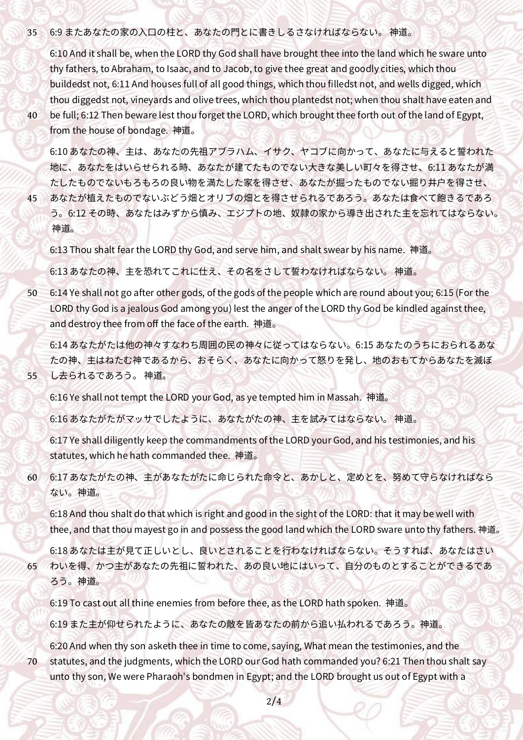6:9 またあなたの家の入口の柱と、あなたの門とに書きしるさなければならない。 神道。

6:10 And it shall be, when the LORD thy God shall have brought thee into the land which he sware unto thy fathers, to Abraham, to Isaac, and to Jacob, to give thee great and goodly cities, which thou buildedst not, 6:11 And houses full of all good things, which thou filledst not, and wells digged, which thou diggedst not, vineyards and olive trees, which thou plantedst not; when thou shalt have eaten and be full; 6:12 Then beware lest thou forget the LORD, which brought thee forth out of the land of Egypt, from the house of bondage. 神道。

6:10 あなたの神、主は、あなたの先祖アブラハム、イサク、ヤコブに向かって、あなたに与えると誓われた地に、あなたをはいらせられる時、あなたが建てたものでない大きな美しい町々を得させ、6:11 あなたが満たしたものでないもろもろの良い物を満たした家を得させ、あなたが掘ったものでない掘り井戸を得させ、あなたが植えたものでないぶどう畑とオリブの畑とを得させられるであろう。あなたは食べて飽きるであろう。6:12 その時、あなたはみずから慎み、エジプトの地、奴隷の家から導き出された主を忘れてはならない。 神道。

6:13 Thou shalt fear the LORD thy God, and serve him, and shalt swear by his name. 神道。

6:13 あなたの神、主を恐れてこれに仕え、その名をさして誓わなければならない。 神道。

6:14 Ye shall not go after other gods, of the gods of the people which are round about you; 6:15 (For the LORD thy God is a jealous God among you) lest the anger of the LORD thy God be kindled against thee, and destroy thee from off the face of the earth. 神道。

6:14 あなたがたは他の神々すなわち周囲の民の神々に従ってはならない。6:15 あなたのうちにおられるあなたの神、主はねたむ神であるから、おそらく、あなたに向かって怒りを発し、地のおもてからあなたを滅ぼし去られるであろう。 神道。

6:16 Ye shall not tempt the LORD your God, as ye tempted him in Massah. 神道。

6:16 あなたがたがマッサでしたように、あなたがたの神、主を試みてはならない。 神道。

6:17 Ye shall diligently keep the commandments of the LORD your God, and his testimonies, and his statutes, which he hath commanded thee. 神道。

6:17 あなたがたの神、主があなたがたに命じられた命令と、あかしと、定めとを、努めて守らなければならない。神道。

6:18 And thou shalt do that which is right and good in the sight of the LORD: that it may be well with thee, and that thou mayest go in and possess the good land which the LORD sware unto thy fathers. 神道。

6:18 あなたは主が見て正しいとし、良いとされることを行わなければならない。そうすれば、あなたはさいわいを得、かつ主があなたの先祖に誓われた、あの良い地にはいって、自分のものとすることができるであろう。神道。

6:19 To cast out all thine enemies from before thee, as the LORD hath spoken. 神道。

6:19 また主が仰せられたように、あなたの敵を皆あなたの前から追い払われるであろう。神道。

6:20 And when thy son asketh thee in time to come, saying, What mean the testimonies, and the statutes, and the judgments, which the LORD our God hath commanded you? 6:21 Then thou shalt say unto thy son, We were Pharaoh's bondmen in Egypt; and the LORD brought us out of Egypt with a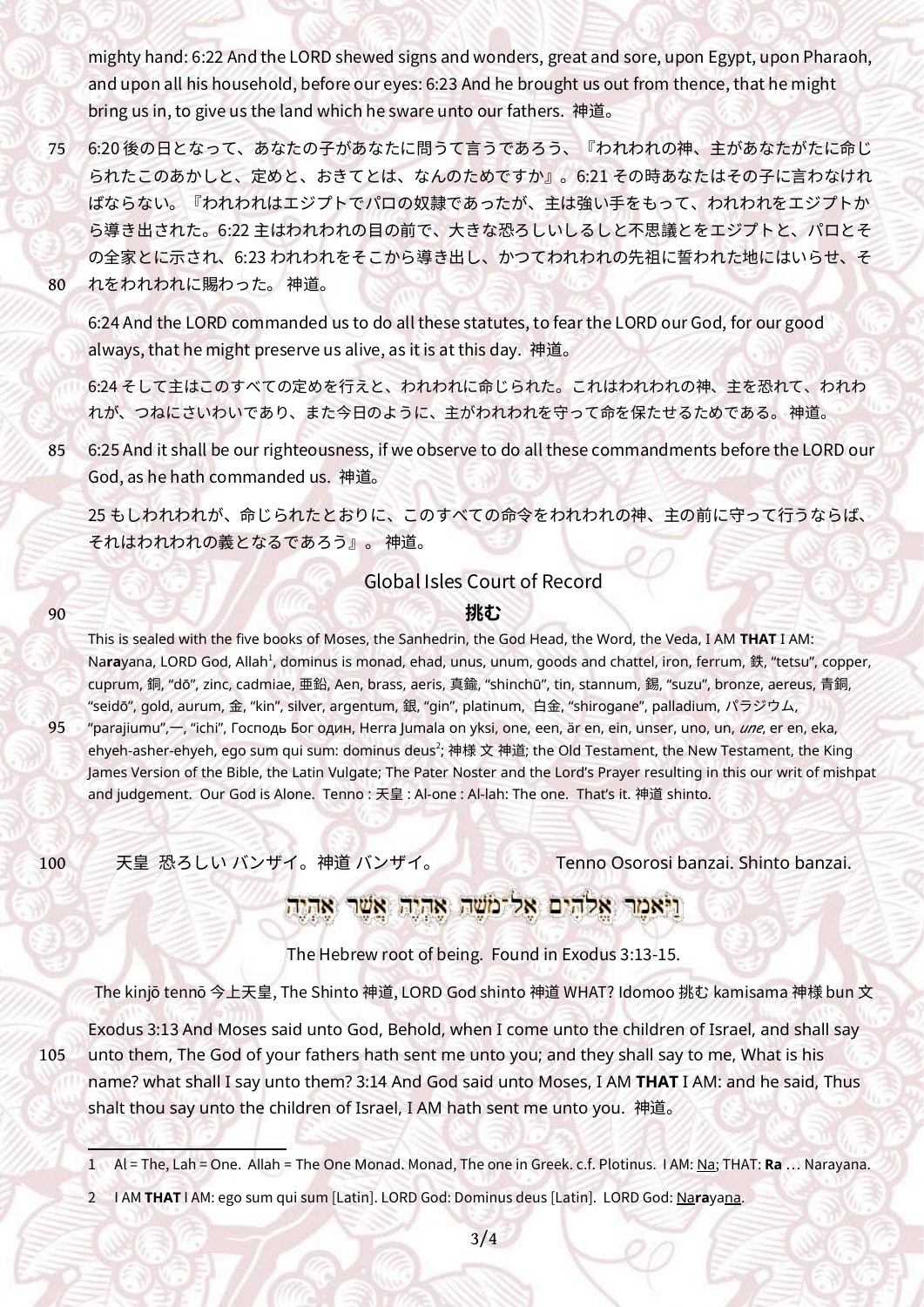mighty hand: 6:22 And the LORD shewed signs and wonders, great and sore, upon Egypt, upon Pharaoh, and upon all his household, before our eyes: 6:23 And he brought us out from thence, that he might bring us in, to give us the land which he sware unto our fathers. 神道。

6:20 後の日となって、あなたの子があなたに問うて言うであろう、『われわれの神、主があなたがたに命じられたこのあかしと、定めと、おきてとは、なんのためですか』。6:21 その時あなたはその子に言わなければならない。『われわれはエジプトでパロの奴隷であったが、主は強い手をもって、われわれをエジプトから導き出された。6:22 主はわれわれの目の前で、大きな恐ろしいしるしと不思議とをエジプトと、パロとその全家とに示され、6:23 われわれをそこから導き出し、かつてわれわれの先祖に誓われた地にはいらせ、それをわれわれに賜わった。 神道。

6:24 And the LORD commanded us to do all these statutes, to fear the LORD our God, for our good always, that he might preserve us alive, as it is at this day. 神道。

6:24 そして主はこのすべての定めを行えと、われわれに命じられた。これはわれわれの神、主を恐れて、われわれが、つねにさいわいであり、また今日のように、主がわれわれを守って命を保たせるためである。 神道。

6:25 And it shall be our righteousness, if we observe to do all these commandments before the LORD our God, as he hath commanded us. 神道。

25 もしわれわれが、命じられたとおりに、このすべての命令をわれわれの神、主の前に守って行うならば、それはわれわれの義となるであろう』。 神道。

## Global Isles Court of Record

## 挑む

This is sealed with the five books of Moses, the Sanhedrin, the God Head, the Word, the Veda, I AM **THAT** I AM: Na**ra**yana, LORD God, Allah[1], dominus is monad, ehad, unus, unum, goods and chattel, iron, ferrum, 鉄, "tetsu", copper, cuprum, 銅, "dō", zinc, cadmiae, 亜鉛, Aen, brass, aeris, 真鍮, "shinchū", tin, stannum, 錫, "suzu", bronze, aereus, 青銅, "seidō", gold, aurum, 金, "kin", silver, argentum, 銀, "gin", platinum, 白金, "shirogane", palladium, パラジウム, "parajiumu",—, "ichi", Господь Бог один, Herra Jumala on yksi, one, een, är en, ein, unser, uno, un, *une*, er en, eka, ehyeh-asher-ehyeh, ego sum qui sum: dominus deus[2]; 神様 文 神道; the Old Testament, the New Testament, the King James Version of the Bible, the Latin Vulgate; The Pater Noster and the Lord's Prayer resulting in this our writ of mishpat and judgement. Our God is Alone. Tenno : 天皇 : Al-one : Al-lah: The one. That's it. 神道 shinto.

天皇 恐ろしい バンザイ。神道 バンザイ。 Tenno Osorosi banzai. Shinto banzai.

וַיֹּאמֶר אֱלֹהִים אֶל־מֹשֶׁה אֶהְיֶה אֲשֶׁר אֶהְיֶה

The Hebrew root of being. Found in Exodus 3:13-15.

The kinjō tennō 今上天皇, The Shinto 神道, LORD God shinto 神道 WHAT? Idomoo 挑む kamisama 神様 bun 文

Exodus 3:13 And Moses said unto God, Behold, when I come unto the children of Israel, and shall say unto them, The God of your fathers hath sent me unto you; and they shall say to me, What is his name? what shall I say unto them? 3:14 And God said unto Moses, I AM **THAT** I AM: and he said, Thus shalt thou say unto the children of Israel, I AM hath sent me unto you. 神道。

---

1 Al = The, Lah = One. Allah = The One Monad. Monad, The one in Greek. c.f. Plotinus. I AM: Na; THAT: **Ra** … Narayana.

2 I AM **THAT** I AM: ego sum qui sum [Latin]. LORD God: Dominus deus [Latin]. LORD God: Na**ra**yana.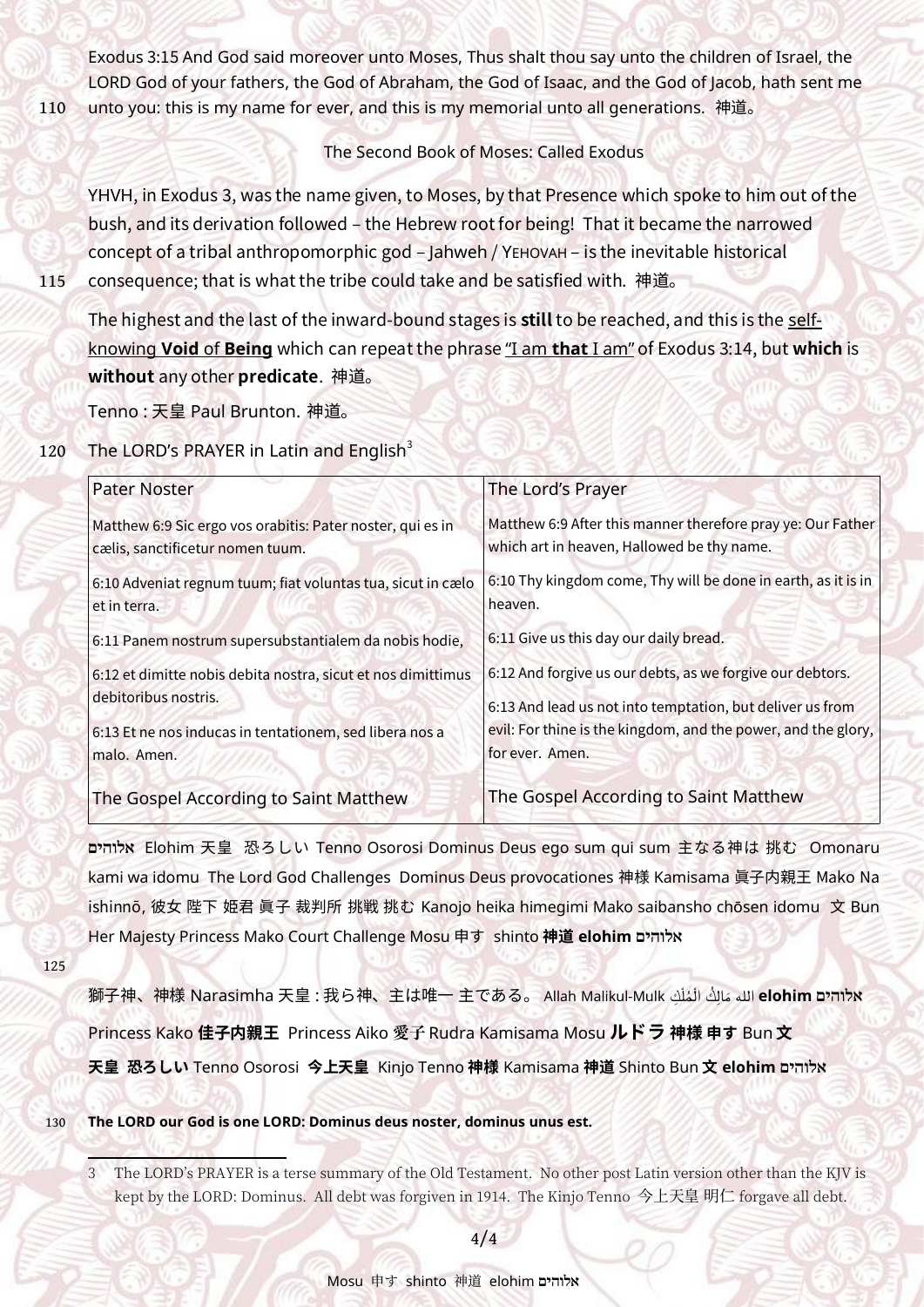Exodus 3:15 And God said moreover unto Moses, Thus shalt thou say unto the children of Israel, the LORD God of your fathers, the God of Abraham, the God of Isaac, and the God of Jacob, hath sent me unto you: this is my name for ever, and this is my memorial unto all generations. 神道。

The Second Book of Moses: Called Exodus

YHVH, in Exodus 3, was the name given, to Moses, by that Presence which spoke to him out of the bush, and its derivation followed – the Hebrew root for being! That it became the narrowed concept of a tribal anthropomorphic god – Jahweh / YEHOVAH – is the inevitable historical consequence; that is what the tribe could take and be satisfied with. 神道。

The highest and the last of the inward-bound stages is **still** to be reached, and this is the self-knowing **Void** of **Being** which can repeat the phrase "I am **that** I am" of Exodus 3:14, but **which** is **without** any other **predicate**. 神道。

Tenno : 天皇 Paul Brunton. 神道。

The LORD's PRAYER in Latin and English[3]

| Pater Noster | The Lord's Prayer |
|---|---|
| Matthew 6:9 Sic ergo vos orabitis: Pater noster, qui es in cælis, sanctificetur nomen tuum. | Matthew 6:9 After this manner therefore pray ye: Our Father which art in heaven, Hallowed be thy name. |
| 6:10 Adveniat regnum tuum; fiat voluntas tua, sicut in cælo et in terra. | 6:10 Thy kingdom come, Thy will be done in earth, as it is in heaven. |
| 6:11 Panem nostrum supersubstantialem da nobis hodie, | 6:11 Give us this day our daily bread. |
| 6:12 et dimitte nobis debita nostra, sicut et nos dimittimus debitoribus nostris. | 6:12 And forgive us our debts, as we forgive our debtors. |
| 6:13 Et ne nos inducas in tentationem, sed libera nos a malo. Amen. | 6:13 And lead us not into temptation, but deliver us from evil: For thine is the kingdom, and the power, and the glory, for ever. Amen. |
| The Gospel According to Saint Matthew | The Gospel According to Saint Matthew |

**אלוהים** Elohim 天皇 恐ろしい Tenno Osorosi Dominus Deus ego sum qui sum 主なる神は 挑む Omonaru kami wa idomu The Lord God Challenges Dominus Deus provocationes 神様 Kamisama 眞子内親王 Mako Na ishinnō, 彼女 陛下 姫君 眞子 裁判所 挑戦 挑む Kanojo heika himegimi Mako saibansho chōsen idomu 文 Bun Her Majesty Princess Mako Court Challenge Mosu 申す shinto **神道 elohim אלוהים**

獅子神、神様 Narasimha 天皇 : 我ら神、主は唯一 主である。 Allah Malikul-Mulk الله مَالِكُ الْمُلْكِ **elohim אלוהים**

Princess Kako **佳子内親王** Princess Aiko 愛子 Rudra Kamisama Mosu **ルドラ 神様 申す** Bun **文**

**天皇 恐ろしい** Tenno Osorosi **今上天皇** Kinjo Tenno **神様** Kamisama **神道** Shinto Bun **文 elohim אלוהים**

**The LORD our God is one LORD: Dominus deus noster, dominus unus est.**

---

3 The LORD's PRAYER is a terse summary of the Old Testament. No other post Latin version other than the KJV is kept by the LORD: Dominus. All debt was forgiven in 1914. The Kinjo Tenno 今上天皇 明仁 forgave all debt.